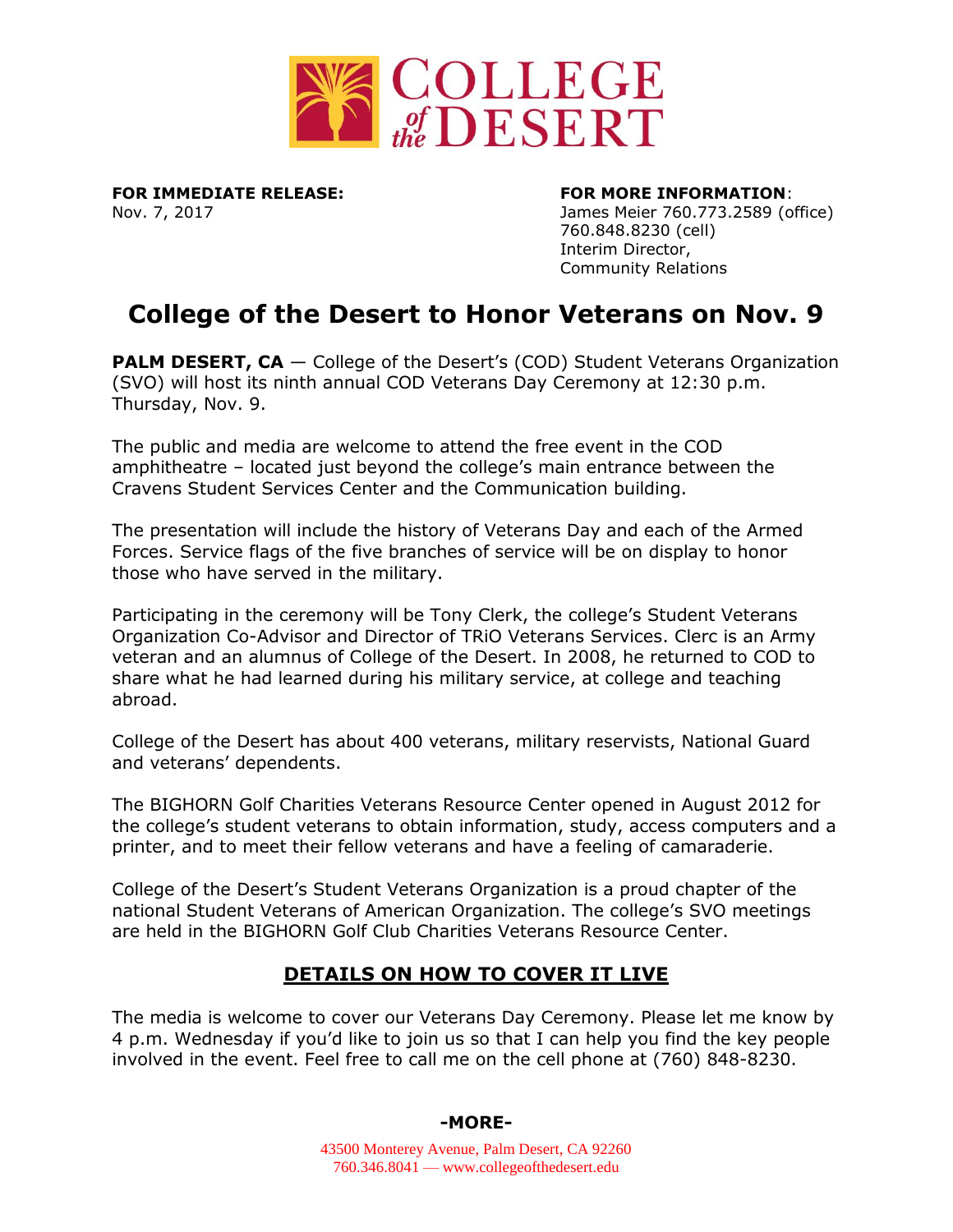**FOR IMMEDIATE RELEASE:**
Nov. 7, 2017

**FOR MORE INFORMATION**:
James Meier 760.773.2589 (office)
760.848.8230 (cell)
Interim Director,
Community Relations

# College of the Desert to Honor Veterans on Nov. 9

**PALM DESERT, CA** — College of the Desert's (COD) Student Veterans Organization (SVO) will host its ninth annual COD Veterans Day Ceremony at 12:30 p.m. Thursday, Nov. 9.

The public and media are welcome to attend the free event in the COD amphitheatre – located just beyond the college's main entrance between the Cravens Student Services Center and the Communication building.

The presentation will include the history of Veterans Day and each of the Armed Forces. Service flags of the five branches of service will be on display to honor those who have served in the military.

Participating in the ceremony will be Tony Clerk, the college's Student Veterans Organization Co-Advisor and Director of TRiO Veterans Services. Clerc is an Army veteran and an alumnus of College of the Desert. In 2008, he returned to COD to share what he had learned during his military service, at college and teaching abroad.

College of the Desert has about 400 veterans, military reservists, National Guard and veterans' dependents.

The BIGHORN Golf Charities Veterans Resource Center opened in August 2012 for the college's student veterans to obtain information, study, access computers and a printer, and to meet their fellow veterans and have a feeling of camaraderie.

College of the Desert's Student Veterans Organization is a proud chapter of the national Student Veterans of American Organization. The college's SVO meetings are held in the BIGHORN Golf Club Charities Veterans Resource Center.

## DETAILS ON HOW TO COVER IT LIVE

The media is welcome to cover our Veterans Day Ceremony. Please let me know by 4 p.m. Wednesday if you'd like to join us so that I can help you find the key people involved in the event. Feel free to call me on the cell phone at (760) 848-8230.

**-MORE-**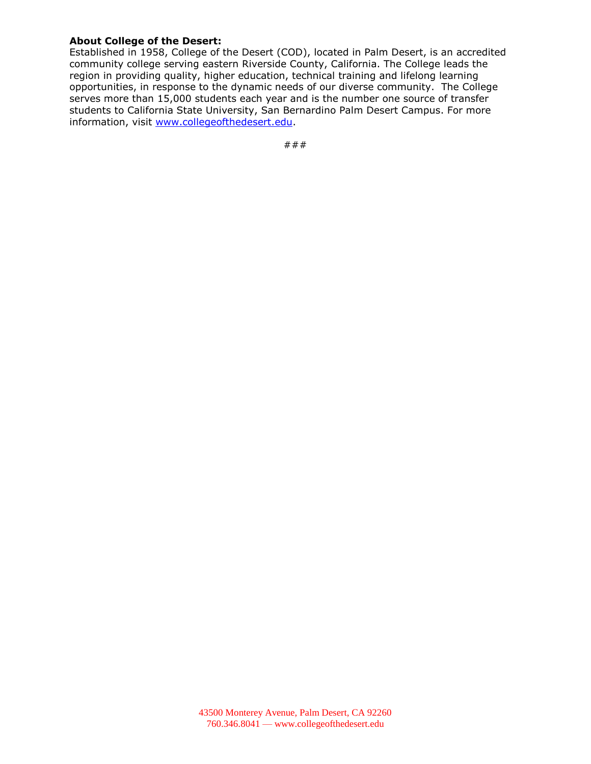**About College of the Desert:**
Established in 1958, College of the Desert (COD), located in Palm Desert, is an accredited community college serving eastern Riverside County, California. The College leads the region in providing quality, higher education, technical training and lifelong learning opportunities, in response to the dynamic needs of our diverse community. The College serves more than 15,000 students each year and is the number one source of transfer students to California State University, San Bernardino Palm Desert Campus. For more information, visit www.collegeofthedesert.edu.

###